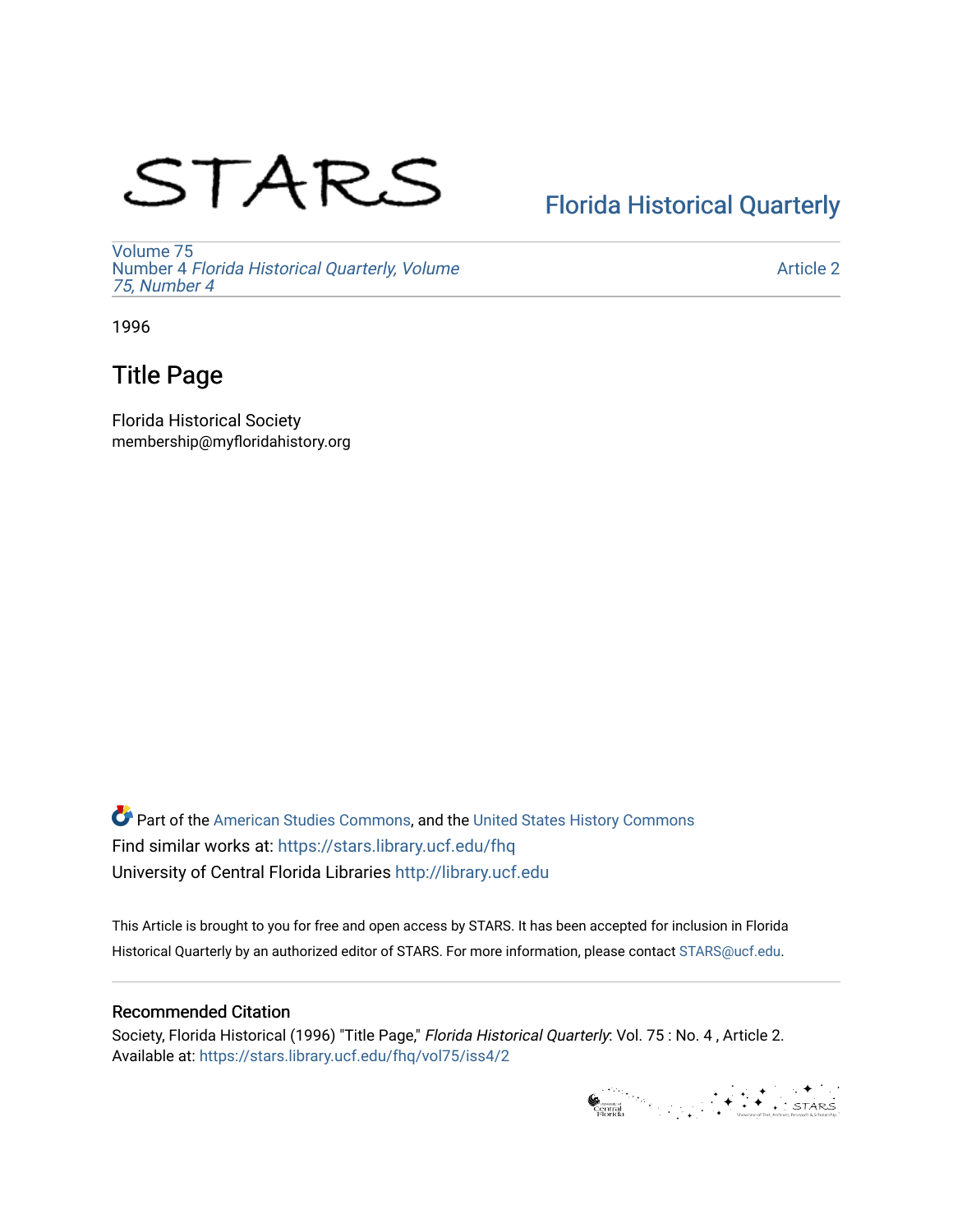STARS

Florida Historical Quarterly

Volume 75
Number 4 *Florida Historical Quarterly, Volume 75, Number 4*

Article 2

1996

# Title Page

Florida Historical Society
membership@myfloridahistory.org

Part of the American Studies Commons, and the United States History Commons
Find similar works at: https://stars.library.ucf.edu/fhq
University of Central Florida Libraries http://library.ucf.edu

This Article is brought to you for free and open access by STARS. It has been accepted for inclusion in Florida Historical Quarterly by an authorized editor of STARS. For more information, please contact STARS@ucf.edu.

## Recommended Citation

Society, Florida Historical (1996) "Title Page," *Florida Historical Quarterly*: Vol. 75 : No. 4 , Article 2.
Available at: https://stars.library.ucf.edu/fhq/vol75/iss4/2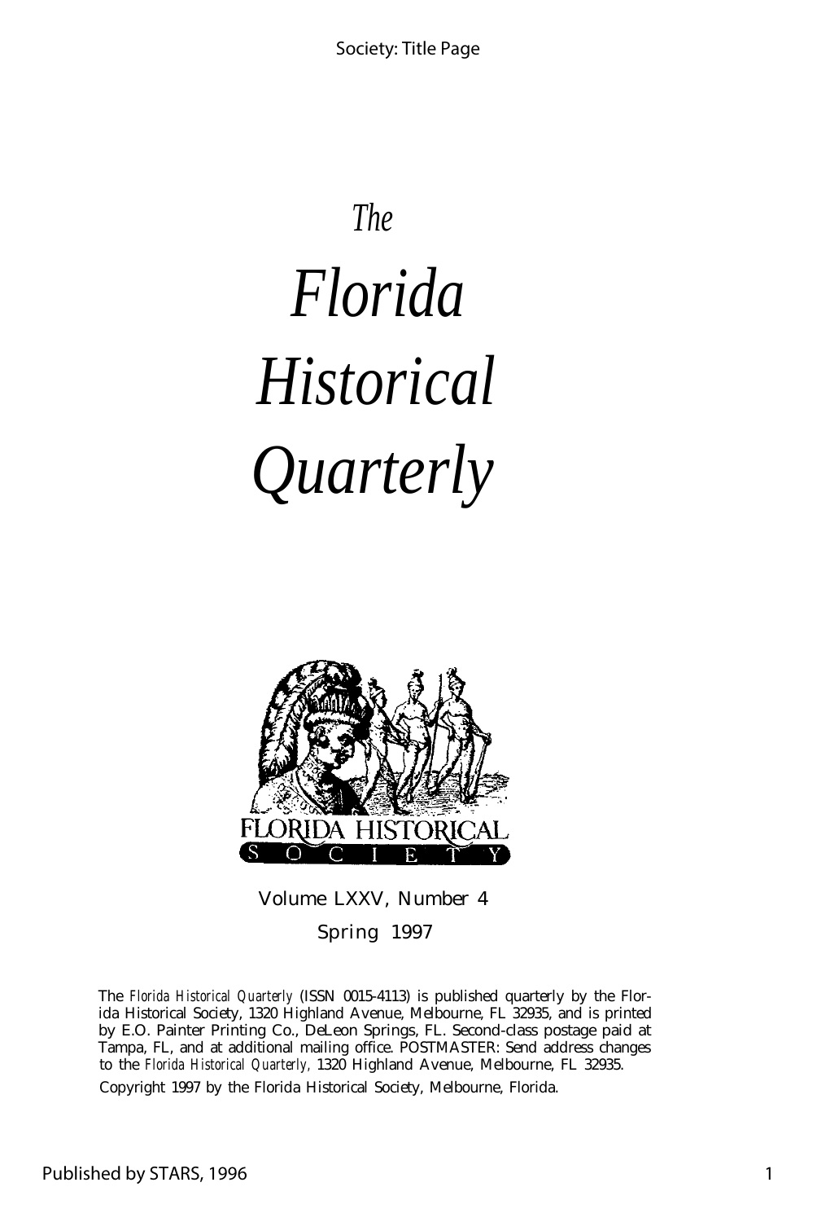*The*

# *Florida Historical Quarterly*

FLORIDA HISTORICAL SOCIETY

Volume LXXV, Number 4

Spring 1997

The *Florida Historical Quarterly* (ISSN 0015-4113) is published quarterly by the Florida Historical Society, 1320 Highland Avenue, Melbourne, FL 32935, and is printed by E.O. Painter Printing Co., DeLeon Springs, FL. Second-class postage paid at Tampa, FL, and at additional mailing office. POSTMASTER: Send address changes to the *Florida Historical Quarterly,* 1320 Highland Avenue, Melbourne, FL 32935.

Copyright 1997 by the Florida Historical Society, Melbourne, Florida.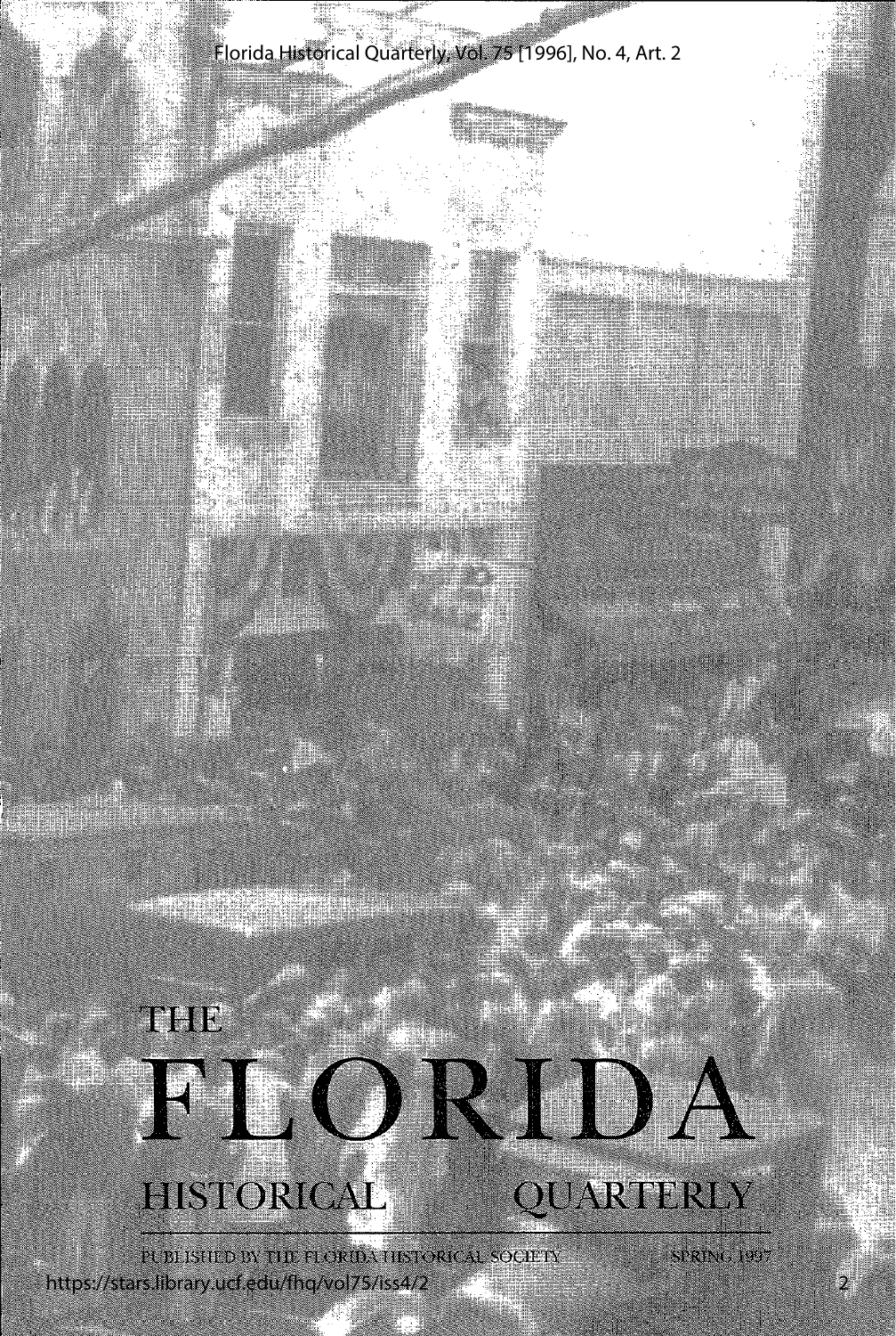# THE FLORIDA HISTORICAL QUARTERLY

PUBLISHED BY THE FLORIDA HISTORICAL SOCIETY

SPRING 1997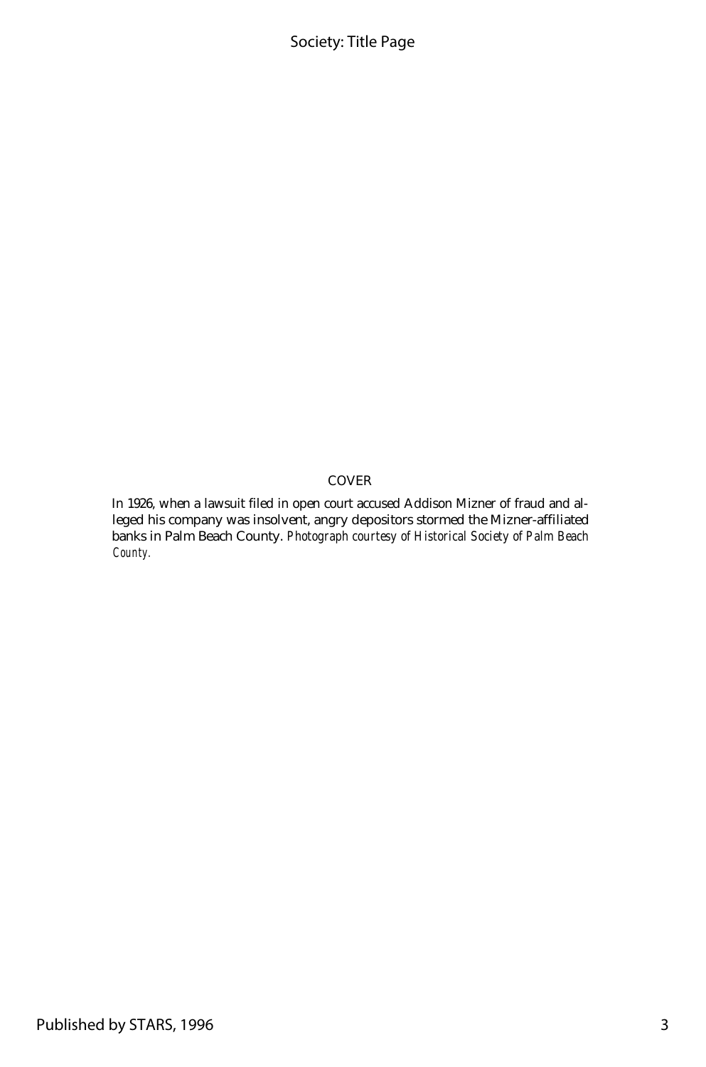COVER

In 1926, when a lawsuit filed in open court accused Addison Mizner of fraud and alleged his company was insolvent, angry depositors stormed the Mizner-affiliated banks in Palm Beach County. *Photograph courtesy of Historical Society of Palm Beach County.*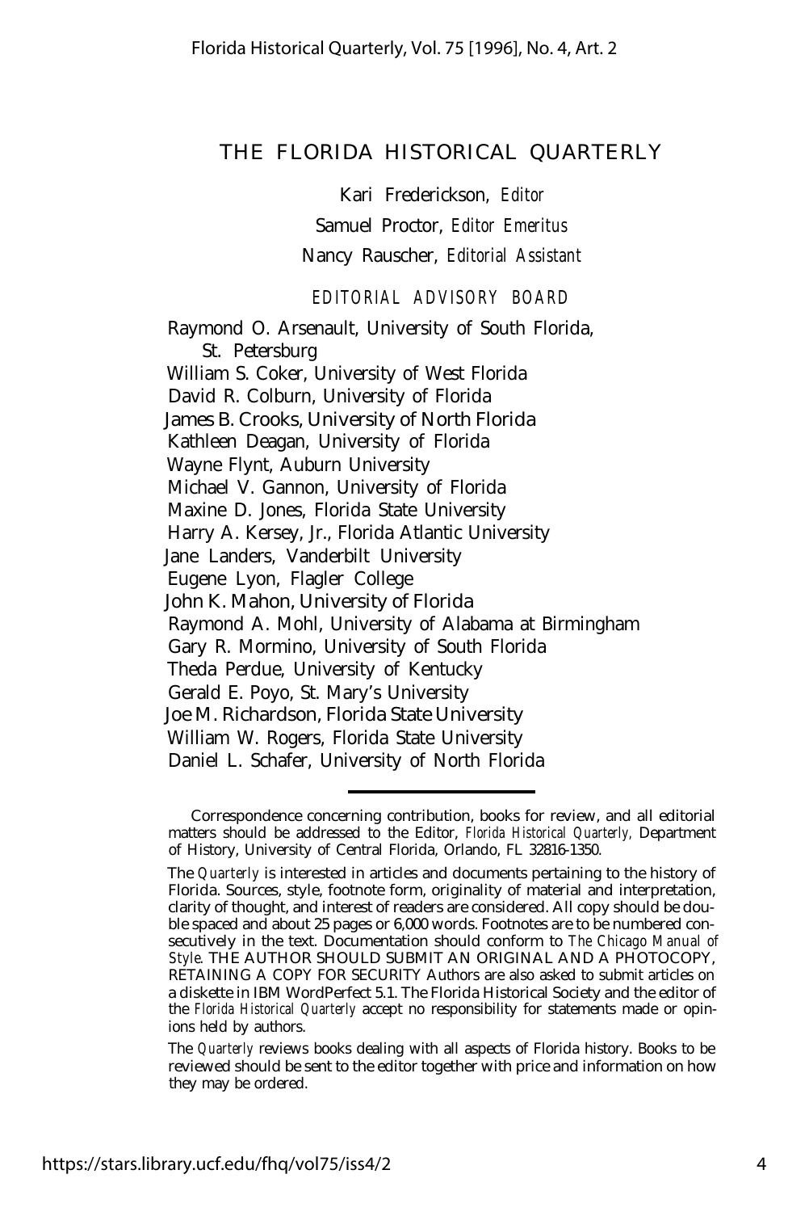# THE FLORIDA HISTORICAL QUARTERLY

Kari Frederickson, *Editor*

Samuel Proctor, *Editor Emeritus*

Nancy Rauscher, *Editorial Assistant*

## EDITORIAL ADVISORY BOARD

Raymond O. Arsenault, University of South Florida, St. Petersburg
William S. Coker, University of West Florida
David R. Colburn, University of Florida
James B. Crooks, University of North Florida
Kathleen Deagan, University of Florida
Wayne Flynt, Auburn University
Michael V. Gannon, University of Florida
Maxine D. Jones, Florida State University
Harry A. Kersey, Jr., Florida Atlantic University
Jane Landers, Vanderbilt University
Eugene Lyon, Flagler College
John K. Mahon, University of Florida
Raymond A. Mohl, University of Alabama at Birmingham
Gary R. Mormino, University of South Florida
Theda Perdue, University of Kentucky
Gerald E. Poyo, St. Mary's University
Joe M. Richardson, Florida State University
William W. Rogers, Florida State University
Daniel L. Schafer, University of North Florida

---

Correspondence concerning contribution, books for review, and all editorial matters should be addressed to the Editor, *Florida Historical Quarterly,* Department of History, University of Central Florida, Orlando, FL 32816-1350.

The *Quarterly* is interested in articles and documents pertaining to the history of Florida. Sources, style, footnote form, originality of material and interpretation, clarity of thought, and interest of readers are considered. All copy should be double spaced and about 25 pages or 6,000 words. Footnotes are to be numbered consecutively in the text. Documentation should conform to *The Chicago Manual of Style.* THE AUTHOR SHOULD SUBMIT AN ORIGINAL AND A PHOTOCOPY, RETAINING A COPY FOR SECURITY Authors are also asked to submit articles on a diskette in IBM WordPerfect 5.1. The Florida Historical Society and the editor of the *Florida Historical Quarterly* accept no responsibility for statements made or opinions held by authors.

The *Quarterly* reviews books dealing with all aspects of Florida history. Books to be reviewed should be sent to the editor together with price and information on how they may be ordered.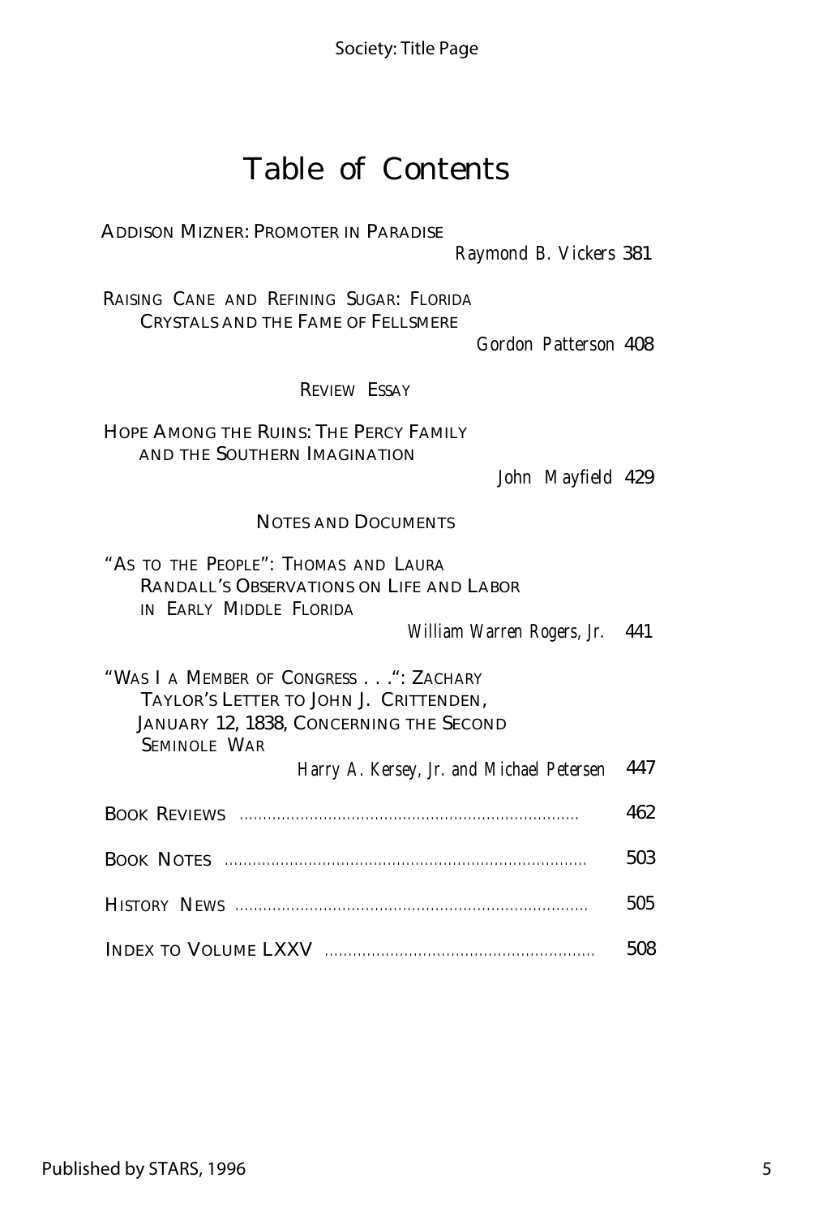# Table of Contents

ADDISON MIZNER: PROMOTER IN PARADISE
*Raymond B. Vickers* 381

RAISING CANE AND REFINING SUGAR: FLORIDA CRYSTALS AND THE FAME OF FELLSMERE
*Gordon Patterson* 408

REVIEW ESSAY

HOPE AMONG THE RUINS: THE PERCY FAMILY AND THE SOUTHERN IMAGINATION
*John Mayfield* 429

NOTES AND DOCUMENTS

"AS TO THE PEOPLE": THOMAS AND LAURA RANDALL'S OBSERVATIONS ON LIFE AND LABOR IN EARLY MIDDLE FLORIDA
*William Warren Rogers, Jr.* 441

"WAS I A MEMBER OF CONGRESS . . .": ZACHARY TAYLOR'S LETTER TO JOHN J. CRITTENDEN, JANUARY 12, 1838, CONCERNING THE SECOND SEMINOLE WAR
*Harry A. Kersey, Jr. and Michael Petersen* 447

BOOK REVIEWS ........................................ 462

BOOK NOTES ........................................ 503

HISTORY NEWS ........................................ 505

INDEX TO VOLUME LXXV ........................................ 508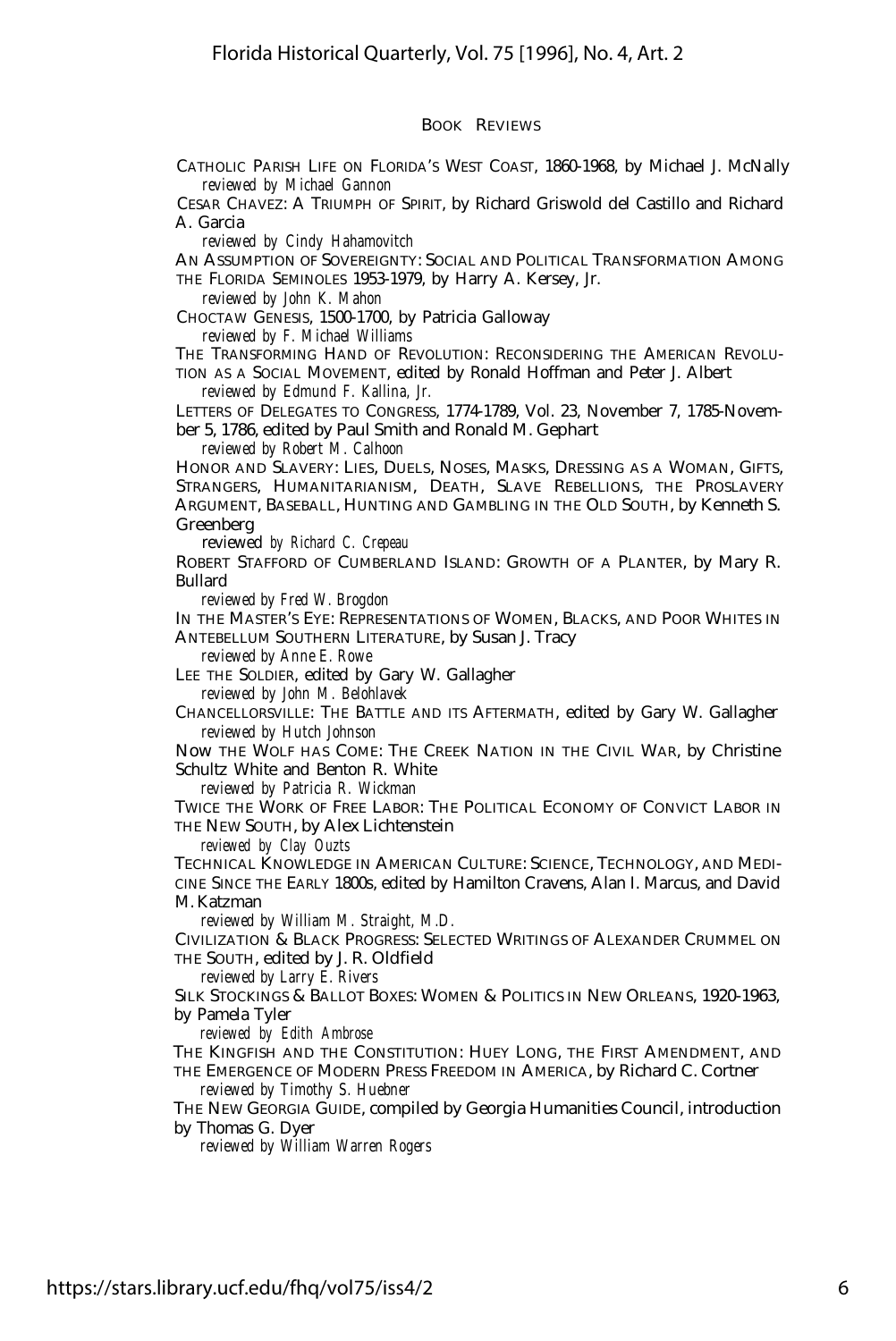## BOOK REVIEWS

CATHOLIC PARISH LIFE ON FLORIDA'S WEST COAST, 1860-1968, by Michael J. McNally
*reviewed by Michael Gannon*

CESAR CHAVEZ: A TRIUMPH OF SPIRIT, by Richard Griswold del Castillo and Richard A. Garcia
*reviewed by Cindy Hahamovitch*

AN ASSUMPTION OF SOVEREIGNTY: SOCIAL AND POLITICAL TRANSFORMATION AMONG THE FLORIDA SEMINOLES 1953-1979, by Harry A. Kersey, Jr.
*reviewed by John K. Mahon*

CHOCTAW GENESIS, 1500-1700, by Patricia Galloway
*reviewed by F. Michael Williams*

THE TRANSFORMING HAND OF REVOLUTION: RECONSIDERING THE AMERICAN REVOLUTION AS A SOCIAL MOVEMENT, edited by Ronald Hoffman and Peter J. Albert
*reviewed by Edmund F. Kallina, Jr.*

LETTERS OF DELEGATES TO CONGRESS, 1774-1789, Vol. 23, November 7, 1785-November 5, 1786, edited by Paul Smith and Ronald M. Gephart
*reviewed by Robert M. Calhoon*

HONOR AND SLAVERY: LIES, DUELS, NOSES, MASKS, DRESSING AS A WOMAN, GIFTS, STRANGERS, HUMANITARIANISM, DEATH, SLAVE REBELLIONS, THE PROSLAVERY ARGUMENT, BASEBALL, HUNTING AND GAMBLING IN THE OLD SOUTH, by Kenneth S. Greenberg
*reviewed by Richard C. Crepeau*

ROBERT STAFFORD OF CUMBERLAND ISLAND: GROWTH OF A PLANTER, by Mary R. Bullard
*reviewed by Fred W. Brogdon*

IN THE MASTER'S EYE: REPRESENTATIONS OF WOMEN, BLACKS, AND POOR WHITES IN ANTEBELLUM SOUTHERN LITERATURE, by Susan J. Tracy
*reviewed by Anne E. Rowe*

LEE THE SOLDIER, edited by Gary W. Gallagher
*reviewed by John M. Belohlavek*

CHANCELLORSVILLE: THE BATTLE AND ITS AFTERMATH, edited by Gary W. Gallagher
*reviewed by Hutch Johnson*

NOW THE WOLF HAS COME: THE CREEK NATION IN THE CIVIL WAR, by Christine Schultz White and Benton R. White
*reviewed by Patricia R. Wickman*

TWICE THE WORK OF FREE LABOR: THE POLITICAL ECONOMY OF CONVICT LABOR IN THE NEW SOUTH, by Alex Lichtenstein
*reviewed by Clay Ouzts*

TECHNICAL KNOWLEDGE IN AMERICAN CULTURE: SCIENCE, TECHNOLOGY, AND MEDICINE SINCE THE EARLY 1800s, edited by Hamilton Cravens, Alan I. Marcus, and David M. Katzman
*reviewed by William M. Straight, M.D.*

CIVILIZATION & BLACK PROGRESS: SELECTED WRITINGS OF ALEXANDER CRUMMEL ON THE SOUTH, edited by J. R. Oldfield
*reviewed by Larry E. Rivers*

SILK STOCKINGS & BALLOT BOXES: WOMEN & POLITICS IN NEW ORLEANS, 1920-1963, by Pamela Tyler
*reviewed by Edith Ambrose*

THE KINGFISH AND THE CONSTITUTION: HUEY LONG, THE FIRST AMENDMENT, AND THE EMERGENCE OF MODERN PRESS FREEDOM IN AMERICA, by Richard C. Cortner
*reviewed by Timothy S. Huebner*

THE NEW GEORGIA GUIDE, compiled by Georgia Humanities Council, introduction by Thomas G. Dyer
*reviewed by William Warren Rogers*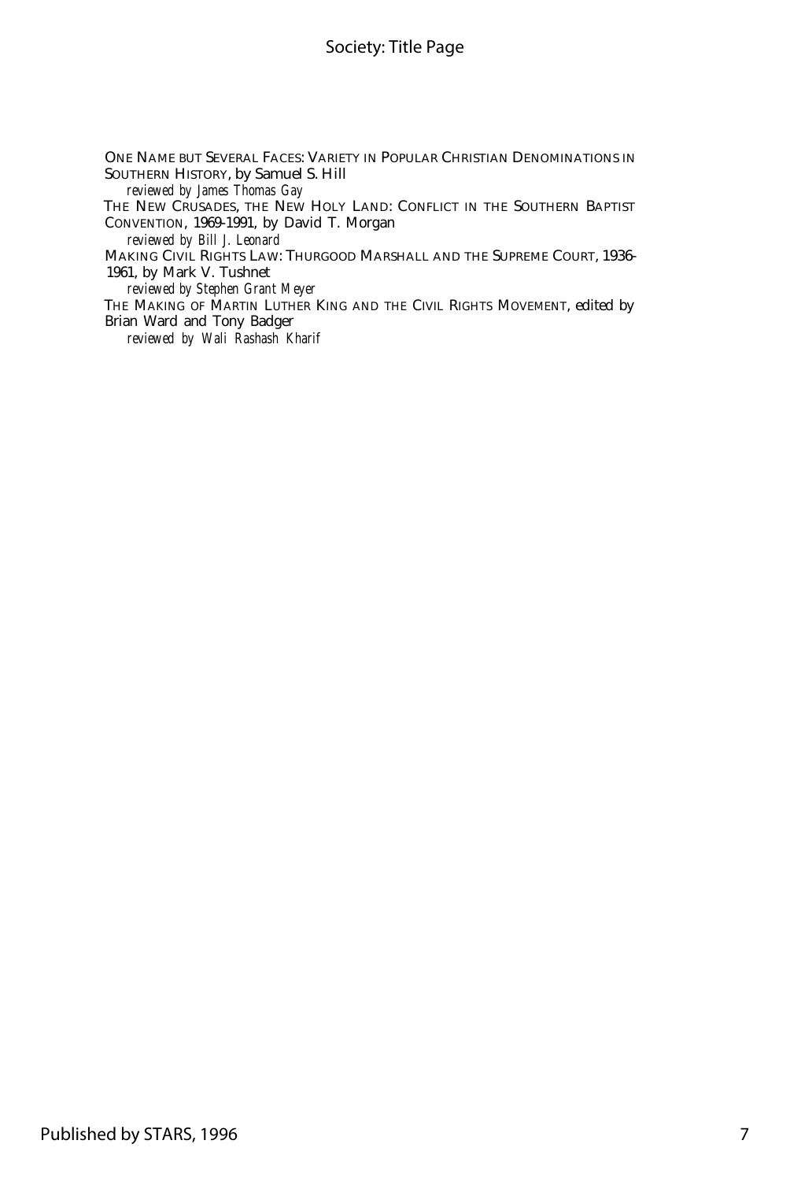ONE NAME BUT SEVERAL FACES: VARIETY IN POPULAR CHRISTIAN DENOMINATIONS IN SOUTHERN HISTORY, by Samuel S. Hill
*reviewed by James Thomas Gay*

THE NEW CRUSADES, THE NEW HOLY LAND: CONFLICT IN THE SOUTHERN BAPTIST CONVENTION, 1969-1991, by David T. Morgan
*reviewed by Bill J. Leonard*

MAKING CIVIL RIGHTS LAW: THURGOOD MARSHALL AND THE SUPREME COURT, 1936-1961, by Mark V. Tushnet
*reviewed by Stephen Grant Meyer*

THE MAKING OF MARTIN LUTHER KING AND THE CIVIL RIGHTS MOVEMENT, edited by Brian Ward and Tony Badger
*reviewed by Wali Rashash Kharif*